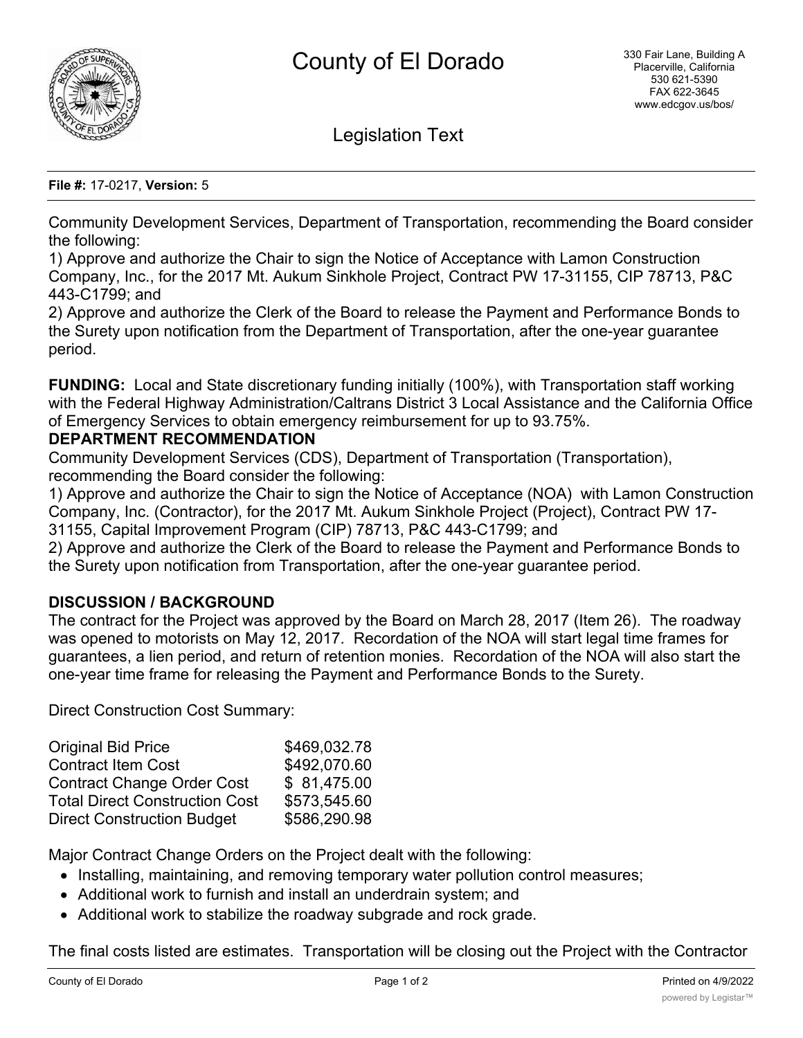# County of El Dorado

330 Fair Lane, Building A
Placerville, California
530 621-5390
FAX 622-3645
www.edcgov.us/bos/

Legislation Text

**File #:** 17-0217, **Version:** 5

Community Development Services, Department of Transportation, recommending the Board consider the following:
1) Approve and authorize the Chair to sign the Notice of Acceptance with Lamon Construction Company, Inc., for the 2017 Mt. Aukum Sinkhole Project, Contract PW 17-31155, CIP 78713, P&C 443-C1799; and
2) Approve and authorize the Clerk of the Board to release the Payment and Performance Bonds to the Surety upon notification from the Department of Transportation, after the one-year guarantee period.

**FUNDING:** Local and State discretionary funding initially (100%), with Transportation staff working with the Federal Highway Administration/Caltrans District 3 Local Assistance and the California Office of Emergency Services to obtain emergency reimbursement for up to 93.75%.

**DEPARTMENT RECOMMENDATION**

Community Development Services (CDS), Department of Transportation (Transportation), recommending the Board consider the following:
1) Approve and authorize the Chair to sign the Notice of Acceptance (NOA) with Lamon Construction Company, Inc. (Contractor), for the 2017 Mt. Aukum Sinkhole Project (Project), Contract PW 17-31155, Capital Improvement Program (CIP) 78713, P&C 443-C1799; and
2) Approve and authorize the Clerk of the Board to release the Payment and Performance Bonds to the Surety upon notification from Transportation, after the one-year guarantee period.

**DISCUSSION / BACKGROUND**

The contract for the Project was approved by the Board on March 28, 2017 (Item 26). The roadway was opened to motorists on May 12, 2017. Recordation of the NOA will start legal time frames for guarantees, a lien period, and return of retention monies. Recordation of the NOA will also start the one-year time frame for releasing the Payment and Performance Bonds to the Surety.

Direct Construction Cost Summary:

| | |
|---|---|
| Original Bid Price | $469,032.78 |
| Contract Item Cost | $492,070.60 |
| Contract Change Order Cost | $ 81,475.00 |
| Total Direct Construction Cost | $573,545.60 |
| Direct Construction Budget | $586,290.98 |

Major Contract Change Orders on the Project dealt with the following:

- Installing, maintaining, and removing temporary water pollution control measures;
- Additional work to furnish and install an underdrain system; and
- Additional work to stabilize the roadway subgrade and rock grade.

The final costs listed are estimates. Transportation will be closing out the Project with the Contractor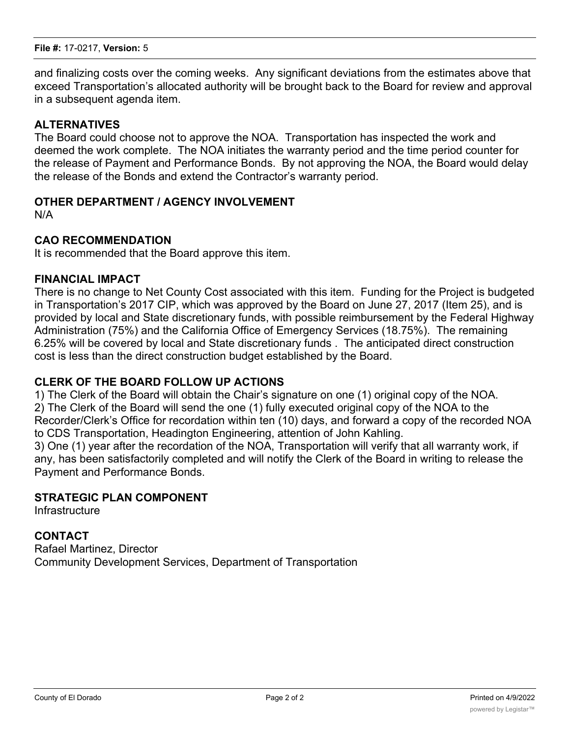and finalizing costs over the coming weeks. Any significant deviations from the estimates above that exceed Transportation's allocated authority will be brought back to the Board for review and approval in a subsequent agenda item.

**ALTERNATIVES**

The Board could choose not to approve the NOA. Transportation has inspected the work and deemed the work complete. The NOA initiates the warranty period and the time period counter for the release of Payment and Performance Bonds. By not approving the NOA, the Board would delay the release of the Bonds and extend the Contractor's warranty period.

**OTHER DEPARTMENT / AGENCY INVOLVEMENT**

N/A

**CAO RECOMMENDATION**

It is recommended that the Board approve this item.

**FINANCIAL IMPACT**

There is no change to Net County Cost associated with this item. Funding for the Project is budgeted in Transportation's 2017 CIP, which was approved by the Board on June 27, 2017 (Item 25), and is provided by local and State discretionary funds, with possible reimbursement by the Federal Highway Administration (75%) and the California Office of Emergency Services (18.75%). The remaining 6.25% will be covered by local and State discretionary funds . The anticipated direct construction cost is less than the direct construction budget established by the Board.

**CLERK OF THE BOARD FOLLOW UP ACTIONS**

1) The Clerk of the Board will obtain the Chair's signature on one (1) original copy of the NOA.
2) The Clerk of the Board will send the one (1) fully executed original copy of the NOA to the Recorder/Clerk's Office for recordation within ten (10) days, and forward a copy of the recorded NOA to CDS Transportation, Headington Engineering, attention of John Kahling.
3) One (1) year after the recordation of the NOA, Transportation will verify that all warranty work, if any, has been satisfactorily completed and will notify the Clerk of the Board in writing to release the Payment and Performance Bonds.

**STRATEGIC PLAN COMPONENT**

Infrastructure

**CONTACT**

Rafael Martinez, Director
Community Development Services, Department of Transportation